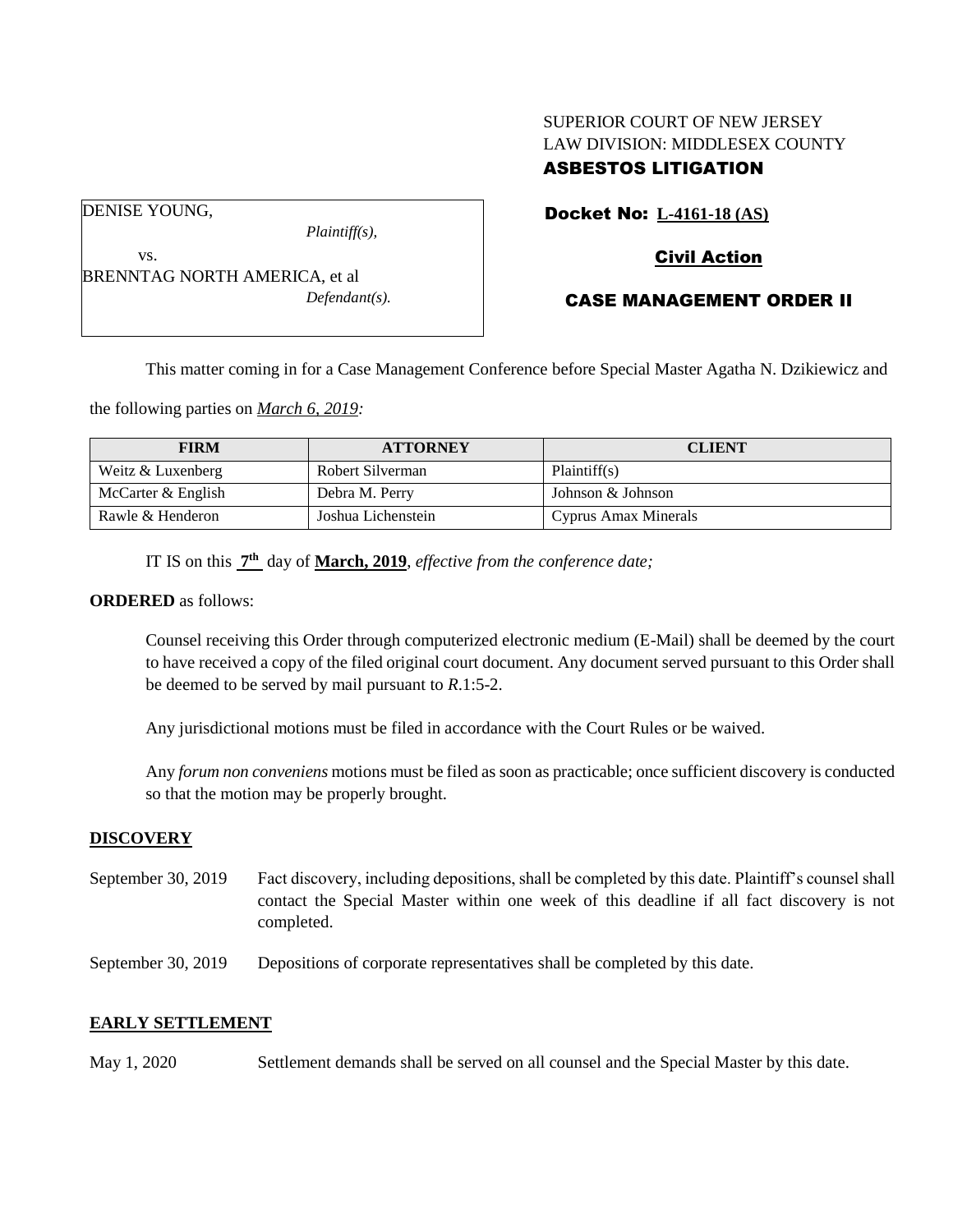SUPERIOR COURT OF NEW JERSEY
LAW DIVISION: MIDDLESEX COUNTY
**ASBESTOS LITIGATION**

DENISE YOUNG,
*Plaintiff(s),*

vs.

BRENNTAG NORTH AMERICA, et al
*Defendant(s).*

**Docket No: L-4161-18 (AS)**

**Civil Action**

**CASE MANAGEMENT ORDER II**

This matter coming in for a Case Management Conference before Special Master Agatha N. Dzikiewicz and the following parties on *March 6, 2019:*

| FIRM | ATTORNEY | CLIENT |
|---|---|---|
| Weitz & Luxenberg | Robert Silverman | Plaintiff(s) |
| McCarter & English | Debra M. Perry | Johnson & Johnson |
| Rawle & Henderon | Joshua Lichenstein | Cyprus Amax Minerals |

IT IS on this **7th** day of **March, 2019**, *effective from the conference date;*

**ORDERED** as follows:

Counsel receiving this Order through computerized electronic medium (E-Mail) shall be deemed by the court to have received a copy of the filed original court document. Any document served pursuant to this Order shall be deemed to be served by mail pursuant to *R*.1:5-2.

Any jurisdictional motions must be filed in accordance with the Court Rules or be waived.

Any *forum non conveniens* motions must be filed as soon as practicable; once sufficient discovery is conducted so that the motion may be properly brought.

## DISCOVERY

September 30, 2019 — Fact discovery, including depositions, shall be completed by this date. Plaintiff's counsel shall contact the Special Master within one week of this deadline if all fact discovery is not completed.

September 30, 2019 — Depositions of corporate representatives shall be completed by this date.

## EARLY SETTLEMENT

May 1, 2020 — Settlement demands shall be served on all counsel and the Special Master by this date.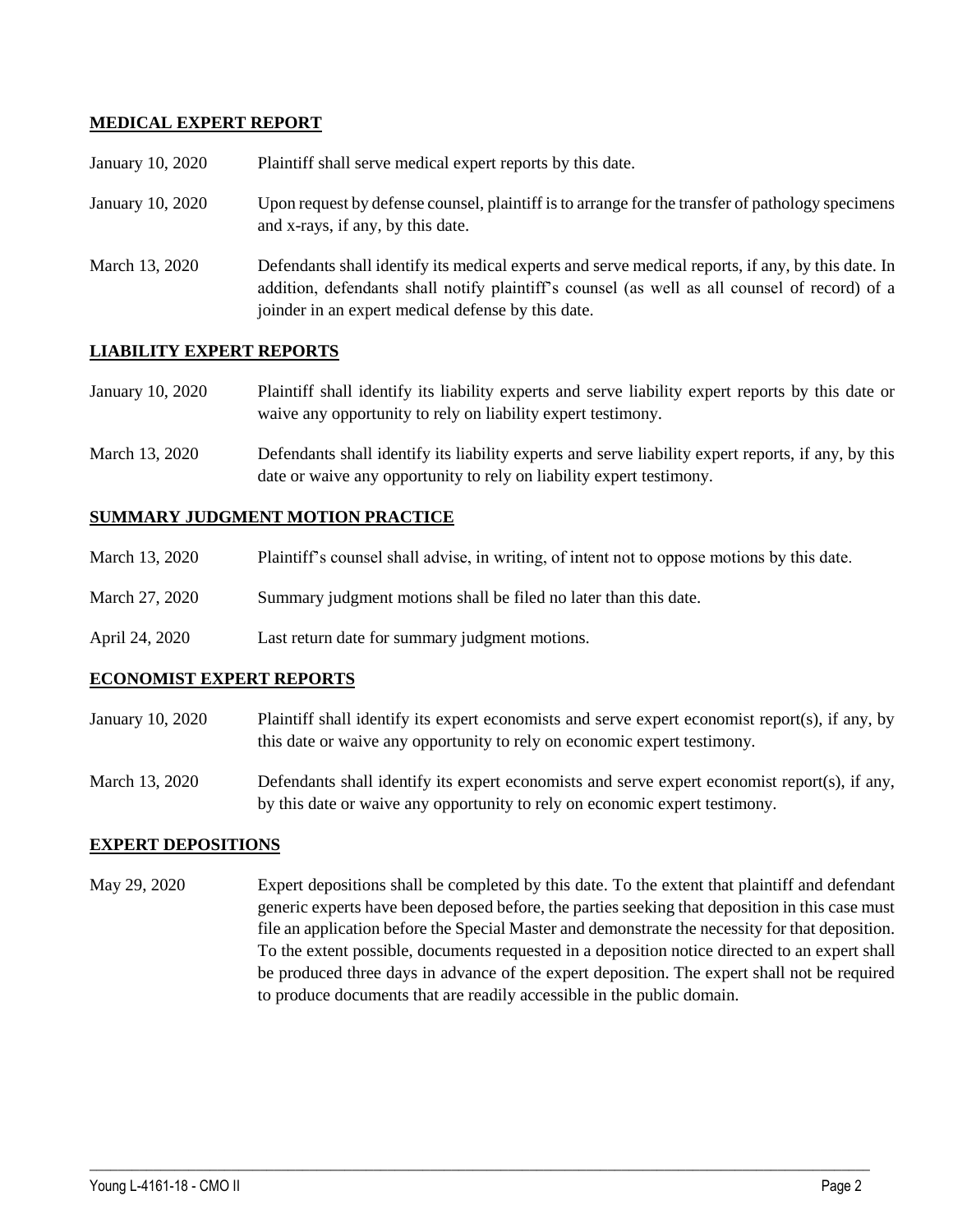**MEDICAL EXPERT REPORT**

| | |
|---|---|
| January 10, 2020 | Plaintiff shall serve medical expert reports by this date. |
| January 10, 2020 | Upon request by defense counsel, plaintiff is to arrange for the transfer of pathology specimens and x-rays, if any, by this date. |
| March 13, 2020 | Defendants shall identify its medical experts and serve medical reports, if any, by this date. In addition, defendants shall notify plaintiff's counsel (as well as all counsel of record) of a joinder in an expert medical defense by this date. |

**LIABILITY EXPERT REPORTS**

| | |
|---|---|
| January 10, 2020 | Plaintiff shall identify its liability experts and serve liability expert reports by this date or waive any opportunity to rely on liability expert testimony. |
| March 13, 2020 | Defendants shall identify its liability experts and serve liability expert reports, if any, by this date or waive any opportunity to rely on liability expert testimony. |

**SUMMARY JUDGMENT MOTION PRACTICE**

| | |
|---|---|
| March 13, 2020 | Plaintiff's counsel shall advise, in writing, of intent not to oppose motions by this date. |
| March 27, 2020 | Summary judgment motions shall be filed no later than this date. |
| April 24, 2020 | Last return date for summary judgment motions. |

**ECONOMIST EXPERT REPORTS**

| | |
|---|---|
| January 10, 2020 | Plaintiff shall identify its expert economists and serve expert economist report(s), if any, by this date or waive any opportunity to rely on economic expert testimony. |
| March 13, 2020 | Defendants shall identify its expert economists and serve expert economist report(s), if any, by this date or waive any opportunity to rely on economic expert testimony. |

**EXPERT DEPOSITIONS**

| | |
|---|---|
| May 29, 2020 | Expert depositions shall be completed by this date. To the extent that plaintiff and defendant generic experts have been deposed before, the parties seeking that deposition in this case must file an application before the Special Master and demonstrate the necessity for that deposition. To the extent possible, documents requested in a deposition notice directed to an expert shall be produced three days in advance of the expert deposition. The expert shall not be required to produce documents that are readily accessible in the public domain. |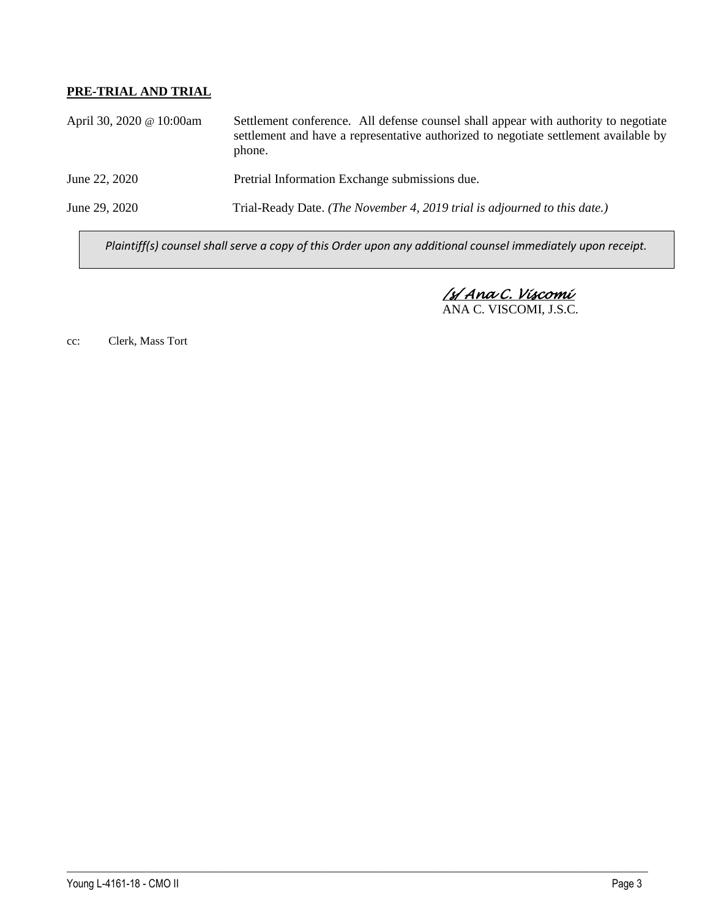**PRE-TRIAL AND TRIAL**

| | |
|---|---|
| April 30, 2020 @ 10:00am | Settlement conference. All defense counsel shall appear with authority to negotiate settlement and have a representative authorized to negotiate settlement available by phone. |
| June 22, 2020 | Pretrial Information Exchange submissions due. |
| June 29, 2020 | Trial-Ready Date. *(The November 4, 2019 trial is adjourned to this date.)* |

*Plaintiff(s) counsel shall serve a copy of this Order upon any additional counsel immediately upon receipt.*

*/s/ Ana C. Viscomi*
ANA C. VISCOMI, J.S.C.

cc: Clerk, Mass Tort